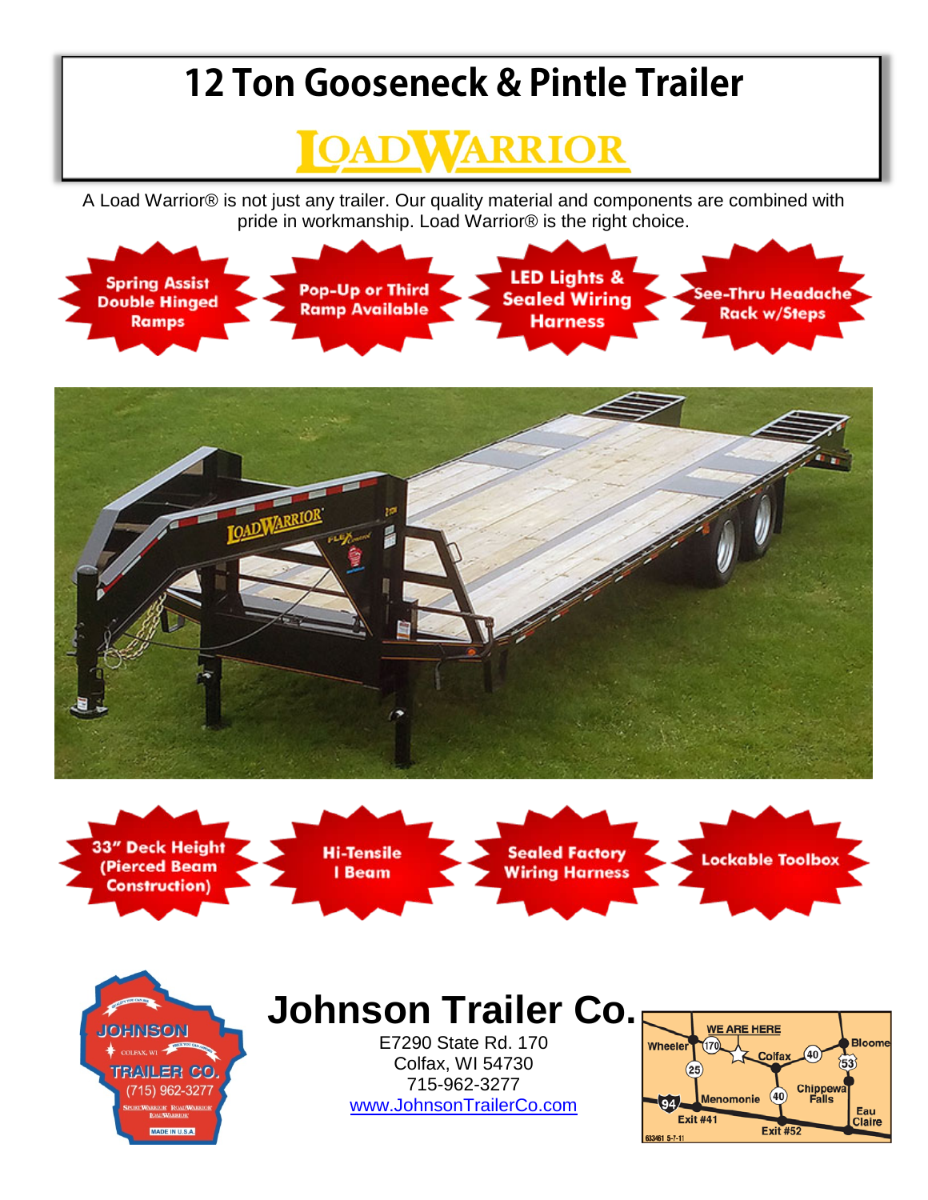# 12 Ton Gooseneck & Pintle Trailer

## LOADWARRIOR

A Load Warrior® is not just any trailer. Our quality material and components are combined with pride in workmanship. Load Warrior® is the right choice.

- Spring Assist Double Hinged Ramps
- Pop-Up or Third Ramp Available
- LED Lights & Sealed Wiring Harness
- See-Thru Headache Rack w/Steps

- 33" Deck Height (Pierced Beam Construction)
- Hi-Tensile I Beam
- Sealed Factory Wiring Harness
- Lockable Toolbox

## Johnson Trailer Co.

E7290 State Rd. 170
Colfax, WI 54730
715-962-3277
www.JohnsonTrailerCo.com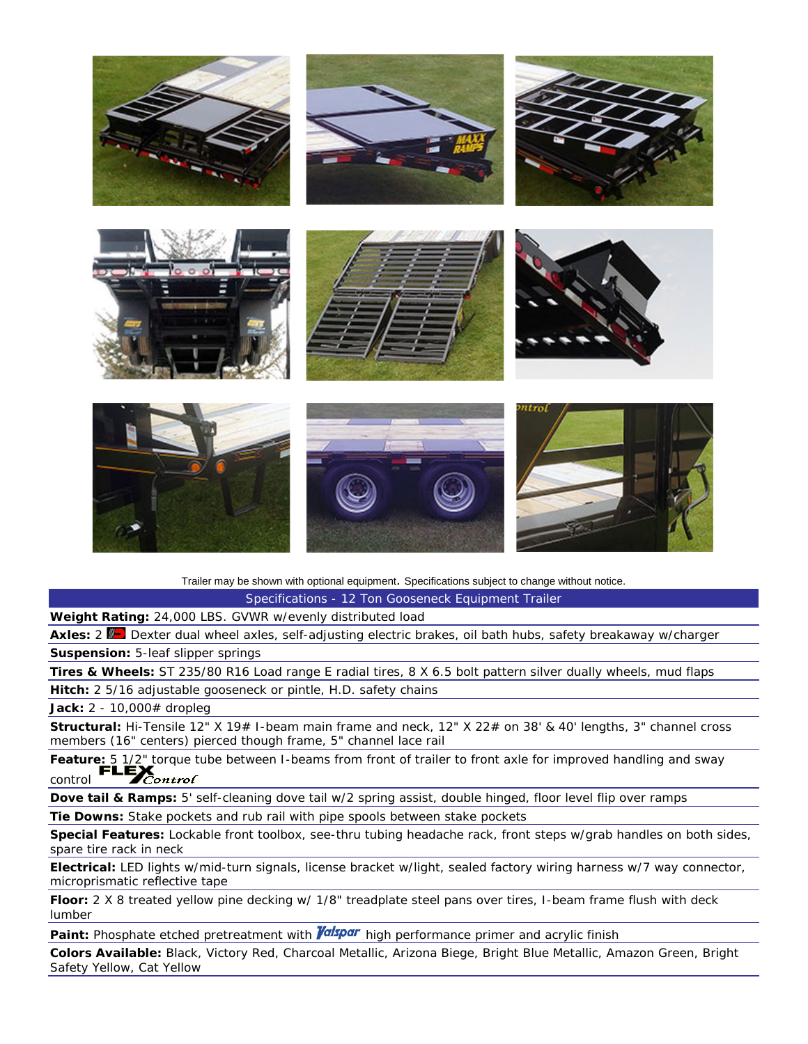Trailer may be shown with optional equipment. Specifications subject to change without notice.

## Specifications - 12 Ton Gooseneck Equipment Trailer

**Weight Rating:** 24,000 LBS. GVWR w/evenly distributed load

**Axles:** 2 Dexter dual wheel axles, self-adjusting electric brakes, oil bath hubs, safety breakaway w/charger

**Suspension:** 5-leaf slipper springs

**Tires & Wheels:** ST 235/80 R16 Load range E radial tires, 8 X 6.5 bolt pattern silver dually wheels, mud flaps

**Hitch:** 2 5/16 adjustable gooseneck or pintle, H.D. safety chains

**Jack:** 2 - 10,000# dropleg

**Structural:** Hi-Tensile 12" X 19# I-beam main frame and neck, 12" X 22# on 38' & 40' lengths, 3" channel cross members (16" centers) pierced though frame, 5" channel lace rail

**Feature:** 5 1/2" torque tube between I-beams from front of trailer to front axle for improved handling and sway control FLEX Control

**Dove tail & Ramps:** 5' self-cleaning dove tail w/2 spring assist, double hinged, floor level flip over ramps

**Tie Downs:** Stake pockets and rub rail with pipe spools between stake pockets

**Special Features:** Lockable front toolbox, see-thru tubing headache rack, front steps w/grab handles on both sides, spare tire rack in neck

**Electrical:** LED lights w/mid-turn signals, license bracket w/light, sealed factory wiring harness w/7 way connector, microprismatic reflective tape

**Floor:** 2 X 8 treated yellow pine decking w/ 1/8" treadplate steel pans over tires, I-beam frame flush with deck lumber

**Paint:** Phosphate etched pretreatment with Valspar high performance primer and acrylic finish

**Colors Available:** Black, Victory Red, Charcoal Metallic, Arizona Biege, Bright Blue Metallic, Amazon Green, Bright Safety Yellow, Cat Yellow